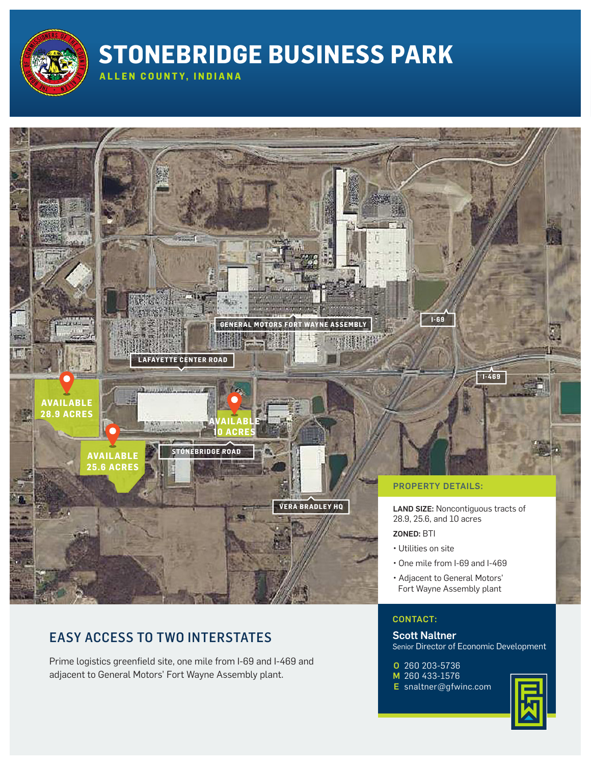# STONEBRIDGE BUSINESS PARK

**ALLEN COUNTY, INDIANA**

GENERAL MOTORS FORT WAYNE ASSEMBLY

I-69

LAFAYETTE CENTER ROAD

I-469

AVAILABLE 28.9 ACRES

AVAILABLE 10 ACRES

AVAILABLE 25.6 ACRES

STONEBRIDGE ROAD

VERA BRADLEY HQ

## PROPERTY DETAILS:

**LAND SIZE:** Noncontiguous tracts of 28.9, 25.6, and 10 acres

**ZONED:** BTI

- Utilities on site
- One mile from I-69 and I-469
- Adjacent to General Motors' Fort Wayne Assembly plant

## EASY ACCESS TO TWO INTERSTATES

Prime logistics greenfield site, one mile from I-69 and I-469 and adjacent to General Motors' Fort Wayne Assembly plant.

## CONTACT:

**Scott Naltner**
Senior Director of Economic Development

**O** 260 203-5736
**M** 260 433-1576
**E** snaltner@gfwinc.com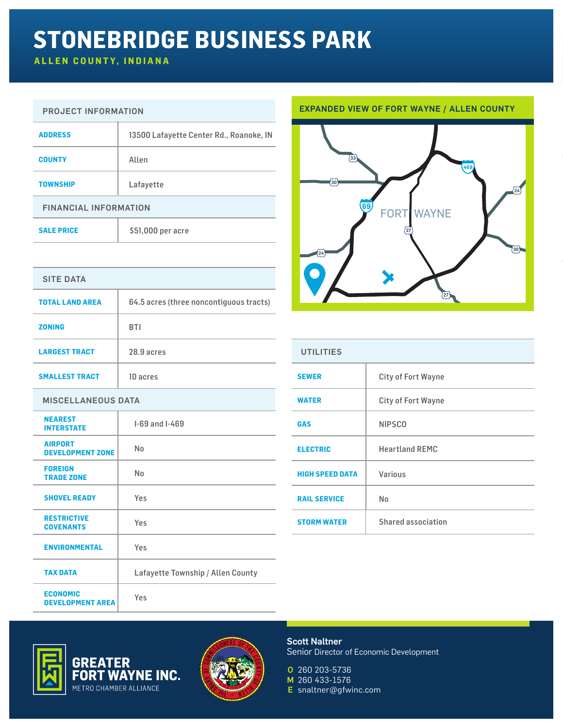# STONEBRIDGE BUSINESS PARK

**ALLEN COUNTY, INDIANA**

| PROJECT INFORMATION | |
|---|---|
| **ADDRESS** | 13500 Lafayette Center Rd., Roanoke, IN |
| **COUNTY** | Allen |
| **TOWNSHIP** | Lafayette |

| FINANCIAL INFORMATION | |
|---|---|
| **SALE PRICE** | $51,000 per acre |

| SITE DATA | |
|---|---|
| **TOTAL LAND AREA** | 64.5 acres (three noncontiguous tracts) |
| **ZONING** | BTI |
| **LARGEST TRACT** | 28.9 acres |
| **SMALLEST TRACT** | 10 acres |

| MISCELLANEOUS DATA | |
|---|---|
| **NEAREST INTERSTATE** | I-69 and I-469 |
| **AIRPORT DEVELOPMENT ZONE** | No |
| **FOREIGN TRADE ZONE** | No |
| **SHOVEL READY** | Yes |
| **RESTRICTIVE COVENANTS** | Yes |
| **ENVIRONMENTAL** | Yes |
| **TAX DATA** | Lafayette Township / Allen County |
| **ECONOMIC DEVELOPMENT AREA** | Yes |

## EXPANDED VIEW OF FORT WAYNE / ALLEN COUNTY

FORT WAYNE

33
30
69
469
24
27
30
24
27

| UTILITIES | |
|---|---|
| **SEWER** | City of Fort Wayne |
| **WATER** | City of Fort Wayne |
| **GAS** | NIPSCO |
| **ELECTRIC** | Heartland REMC |
| **HIGH SPEED DATA** | Various |
| **RAIL SERVICE** | No |
| **STORM WATER** | Shared association |

**GREATER FORT WAYNE INC.**
METRO CHAMBER ALLIANCE

**Scott Naltner**
Senior Director of Economic Development

**O** 260 203-5736
**M** 260 433-1576
**E** snaltner@gfwinc.com